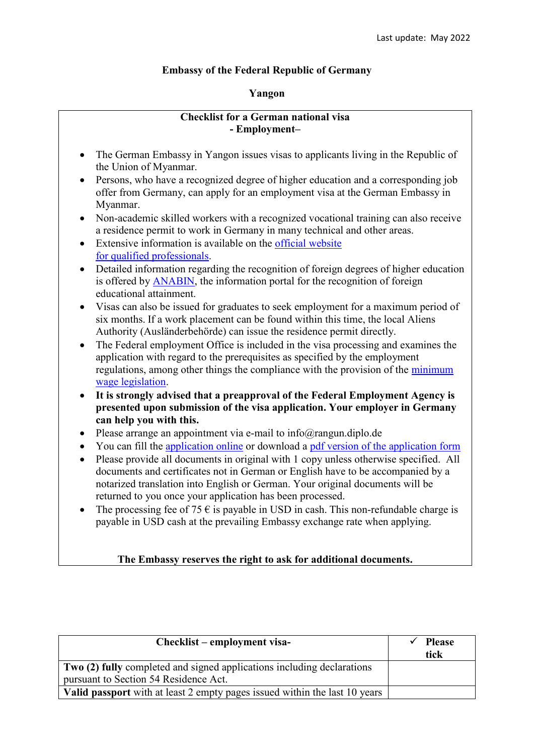Last update: May 2022

**Embassy of the Federal Republic of Germany**

**Yangon**

**Checklist for a German national visa**
**- Employment–**

- The German Embassy in Yangon issues visas to applicants living in the Republic of the Union of Myanmar.
- Persons, who have a recognized degree of higher education and a corresponding job offer from Germany, can apply for an employment visa at the German Embassy in Myanmar.
- Non-academic skilled workers with a recognized vocational training can also receive a residence permit to work in Germany in many technical and other areas.
- Extensive information is available on the official website for qualified professionals.
- Detailed information regarding the recognition of foreign degrees of higher education is offered by ANABIN, the information portal for the recognition of foreign educational attainment.
- Visas can also be issued for graduates to seek employment for a maximum period of six months. If a work placement can be found within this time, the local Aliens Authority (Ausländerbehörde) can issue the residence permit directly.
- The Federal employment Office is included in the visa processing and examines the application with regard to the prerequisites as specified by the employment regulations, among other things the compliance with the provision of the minimum wage legislation.
- **It is strongly advised that a preapproval of the Federal Employment Agency is presented upon submission of the visa application. Your employer in Germany can help you with this.**
- Please arrange an appointment via e-mail to info@rangun.diplo.de
- You can fill the application online or download a pdf version of the application form
- Please provide all documents in original with 1 copy unless otherwise specified. All documents and certificates not in German or English have to be accompanied by a notarized translation into English or German. Your original documents will be returned to you once your application has been processed.
- The processing fee of 75 € is payable in USD in cash. This non-refundable charge is payable in USD cash at the prevailing Embassy exchange rate when applying.

**The Embassy reserves the right to ask for additional documents.**

| **Checklist – employment visa-** | ✓ **Please tick** |
|---|---|
| **Two (2) fully** completed and signed applications including declarations pursuant to Section 54 Residence Act. | |
| **Valid passport** with at least 2 empty pages issued within the last 10 years | |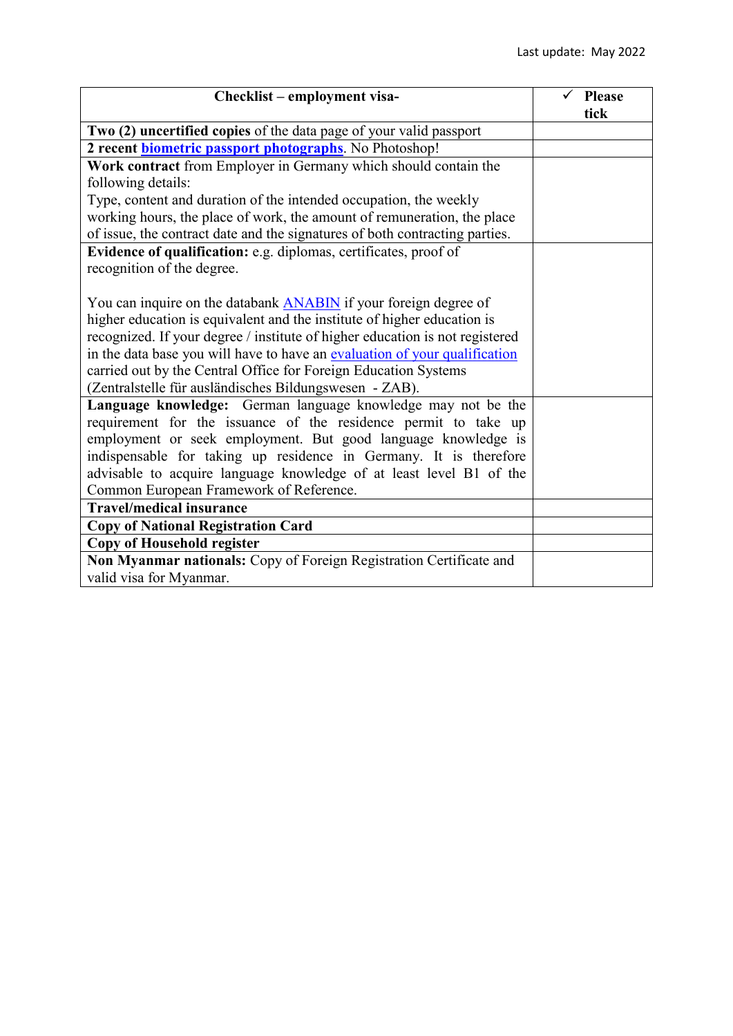Last update: May 2022

| **Checklist – employment visa-** | ✓ **Please tick** |
|---|---|
| **Two (2) uncertified copies** of the data page of your valid passport | |
| **2 recent biometric passport photographs**. No Photoshop! | |
| **Work contract** from Employer in Germany which should contain the following details:<br>Type, content and duration of the intended occupation, the weekly working hours, the place of work, the amount of remuneration, the place of issue, the contract date and the signatures of both contracting parties. | |
| **Evidence of qualification:** e.g. diplomas, certificates, proof of recognition of the degree.<br><br>You can inquire on the databank ANABIN if your foreign degree of higher education is equivalent and the institute of higher education is recognized. If your degree / institute of higher education is not registered in the data base you will have to have an evaluation of your qualification carried out by the Central Office for Foreign Education Systems (Zentralstelle für ausländisches Bildungswesen - ZAB). | |
| **Language knowledge:** German language knowledge may not be the requirement for the issuance of the residence permit to take up employment or seek employment. But good language knowledge is indispensable for taking up residence in Germany. It is therefore advisable to acquire language knowledge of at least level B1 of the Common European Framework of Reference. | |
| **Travel/medical insurance** | |
| **Copy of National Registration Card** | |
| **Copy of Household register** | |
| **Non Myanmar nationals:** Copy of Foreign Registration Certificate and valid visa for Myanmar. | |